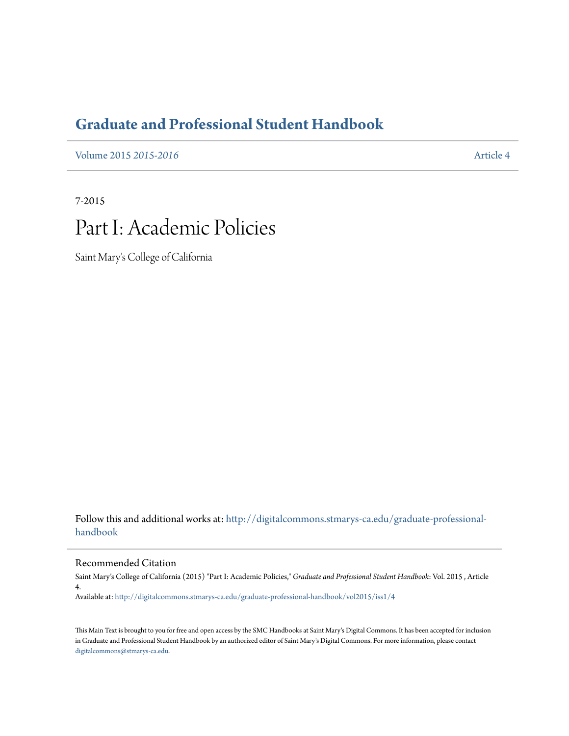# Graduate and Professional Student Handbook

Volume 2015 *2015-2016* | Article 4

7-2015

# Part I: Academic Policies

Saint Mary's College of California

Follow this and additional works at: http://digitalcommons.stmarys-ca.edu/graduate-professional-handbook

## Recommended Citation

Saint Mary's College of California (2015) "Part I: Academic Policies," *Graduate and Professional Student Handbook*: Vol. 2015 , Article 4.

Available at: http://digitalcommons.stmarys-ca.edu/graduate-professional-handbook/vol2015/iss1/4

This Main Text is brought to you for free and open access by the SMC Handbooks at Saint Mary's Digital Commons. It has been accepted for inclusion in Graduate and Professional Student Handbook by an authorized editor of Saint Mary's Digital Commons. For more information, please contact digitalcommons@stmarys-ca.edu.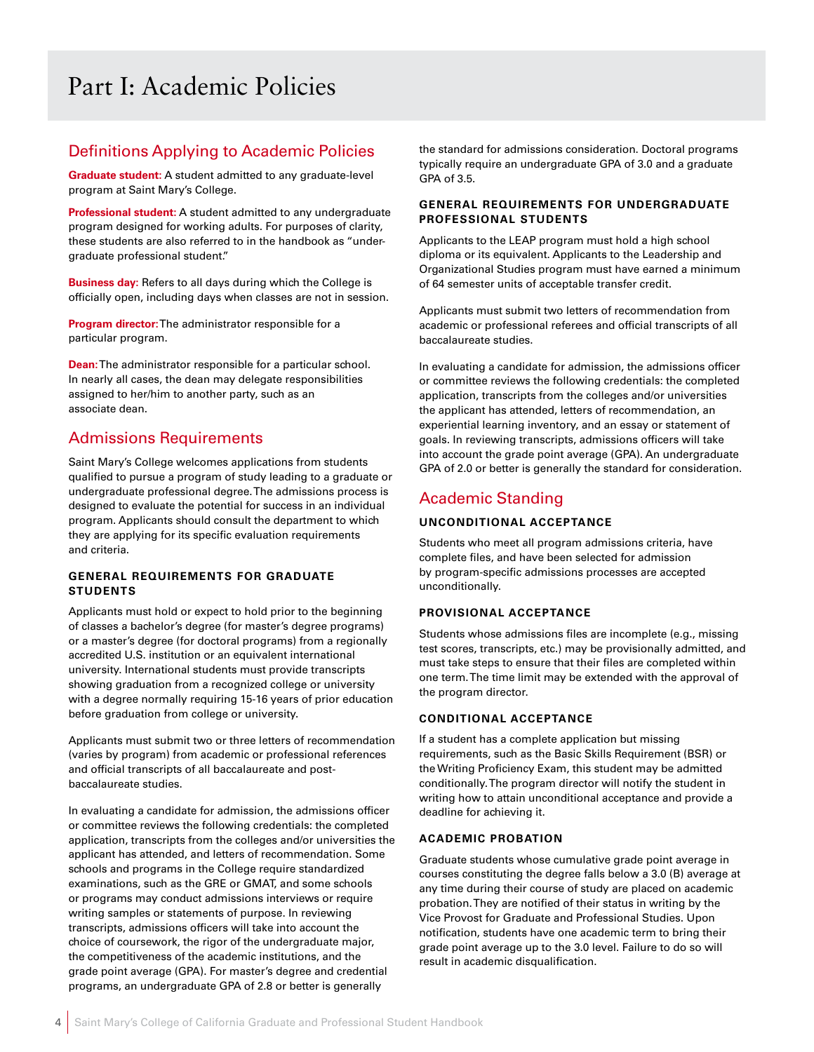# Part I: Academic Policies

## Definitions Applying to Academic Policies

**Graduate student:** A student admitted to any graduate-level program at Saint Mary's College.

**Professional student:** A student admitted to any undergraduate program designed for working adults. For purposes of clarity, these students are also referred to in the handbook as "undergraduate professional student."

**Business day:** Refers to all days during which the College is officially open, including days when classes are not in session.

**Program director:** The administrator responsible for a particular program.

**Dean:** The administrator responsible for a particular school. In nearly all cases, the dean may delegate responsibilities assigned to her/him to another party, such as an associate dean.

## Admissions Requirements

Saint Mary's College welcomes applications from students qualified to pursue a program of study leading to a graduate or undergraduate professional degree. The admissions process is designed to evaluate the potential for success in an individual program. Applicants should consult the department to which they are applying for its specific evaluation requirements and criteria.

### GENERAL REQUIREMENTS FOR GRADUATE STUDENTS

Applicants must hold or expect to hold prior to the beginning of classes a bachelor's degree (for master's degree programs) or a master's degree (for doctoral programs) from a regionally accredited U.S. institution or an equivalent international university. International students must provide transcripts showing graduation from a recognized college or university with a degree normally requiring 15-16 years of prior education before graduation from college or university.

Applicants must submit two or three letters of recommendation (varies by program) from academic or professional references and official transcripts of all baccalaureate and post-baccalaureate studies.

In evaluating a candidate for admission, the admissions officer or committee reviews the following credentials: the completed application, transcripts from the colleges and/or universities the applicant has attended, and letters of recommendation. Some schools and programs in the College require standardized examinations, such as the GRE or GMAT, and some schools or programs may conduct admissions interviews or require writing samples or statements of purpose. In reviewing transcripts, admissions officers will take into account the choice of coursework, the rigor of the undergraduate major, the competitiveness of the academic institutions, and the grade point average (GPA). For master's degree and credential programs, an undergraduate GPA of 2.8 or better is generally the standard for admissions consideration. Doctoral programs typically require an undergraduate GPA of 3.0 and a graduate GPA of 3.5.

### GENERAL REQUIREMENTS FOR UNDERGRADUATE PROFESSIONAL STUDENTS

Applicants to the LEAP program must hold a high school diploma or its equivalent. Applicants to the Leadership and Organizational Studies program must have earned a minimum of 64 semester units of acceptable transfer credit.

Applicants must submit two letters of recommendation from academic or professional referees and official transcripts of all baccalaureate studies.

In evaluating a candidate for admission, the admissions officer or committee reviews the following credentials: the completed application, transcripts from the colleges and/or universities the applicant has attended, letters of recommendation, an experiential learning inventory, and an essay or statement of goals. In reviewing transcripts, admissions officers will take into account the grade point average (GPA). An undergraduate GPA of 2.0 or better is generally the standard for consideration.

## Academic Standing

### UNCONDITIONAL ACCEPTANCE

Students who meet all program admissions criteria, have complete files, and have been selected for admission by program-specific admissions processes are accepted unconditionally.

### PROVISIONAL ACCEPTANCE

Students whose admissions files are incomplete (e.g., missing test scores, transcripts, etc.) may be provisionally admitted, and must take steps to ensure that their files are completed within one term. The time limit may be extended with the approval of the program director.

### CONDITIONAL ACCEPTANCE

If a student has a complete application but missing requirements, such as the Basic Skills Requirement (BSR) or the Writing Proficiency Exam, this student may be admitted conditionally. The program director will notify the student in writing how to attain unconditional acceptance and provide a deadline for achieving it.

### ACADEMIC PROBATION

Graduate students whose cumulative grade point average in courses constituting the degree falls below a 3.0 (B) average at any time during their course of study are placed on academic probation. They are notified of their status in writing by the Vice Provost for Graduate and Professional Studies. Upon notification, students have one academic term to bring their grade point average up to the 3.0 level. Failure to do so will result in academic disqualification.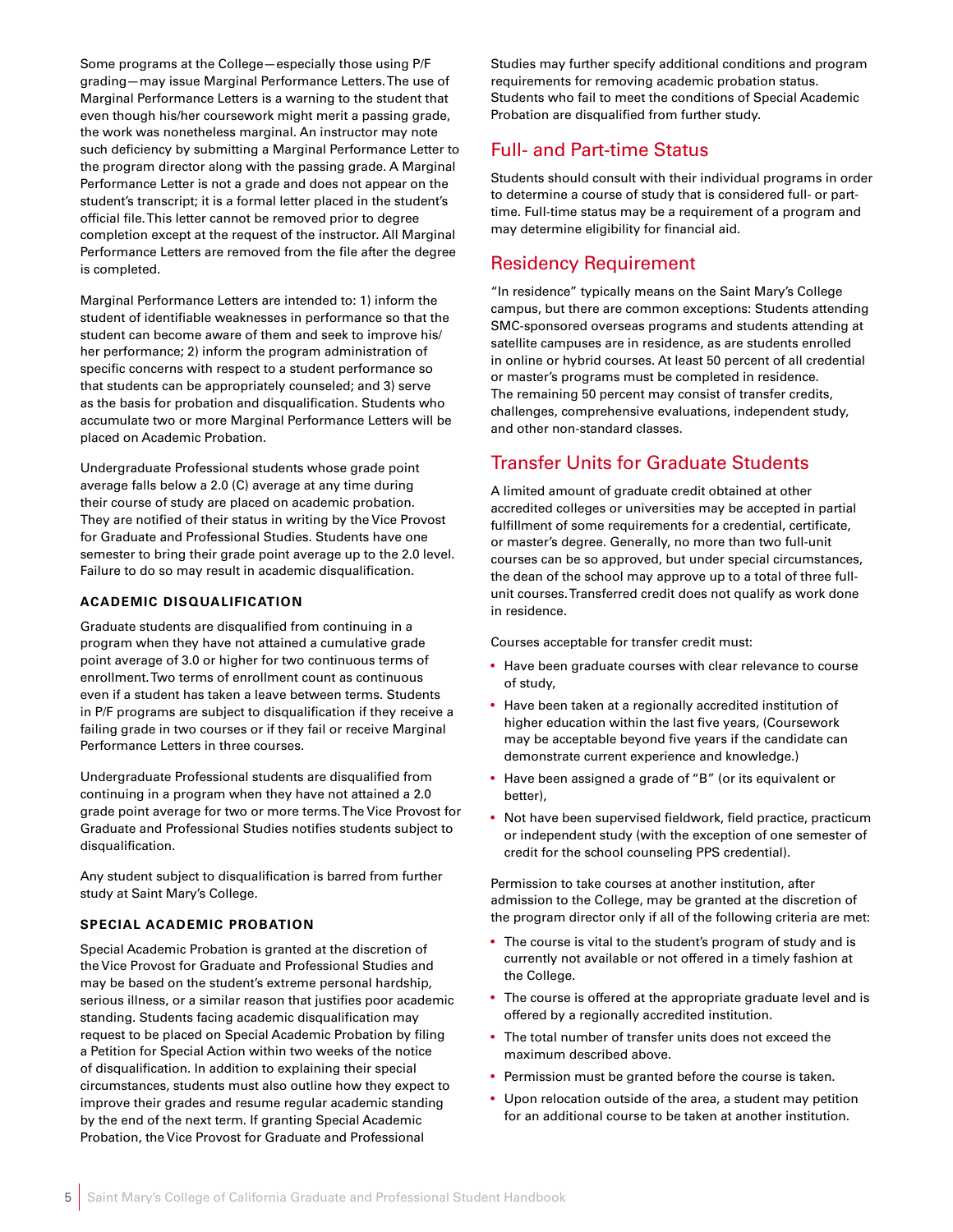Some programs at the College—especially those using P/F grading—may issue Marginal Performance Letters. The use of Marginal Performance Letters is a warning to the student that even though his/her coursework might merit a passing grade, the work was nonetheless marginal. An instructor may note such deficiency by submitting a Marginal Performance Letter to the program director along with the passing grade. A Marginal Performance Letter is not a grade and does not appear on the student's transcript; it is a formal letter placed in the student's official file. This letter cannot be removed prior to degree completion except at the request of the instructor. All Marginal Performance Letters are removed from the file after the degree is completed.

Marginal Performance Letters are intended to: 1) inform the student of identifiable weaknesses in performance so that the student can become aware of them and seek to improve his/her performance; 2) inform the program administration of specific concerns with respect to a student performance so that students can be appropriately counseled; and 3) serve as the basis for probation and disqualification. Students who accumulate two or more Marginal Performance Letters will be placed on Academic Probation.

Undergraduate Professional students whose grade point average falls below a 2.0 (C) average at any time during their course of study are placed on academic probation. They are notified of their status in writing by the Vice Provost for Graduate and Professional Studies. Students have one semester to bring their grade point average up to the 2.0 level. Failure to do so may result in academic disqualification.

### ACADEMIC DISQUALIFICATION

Graduate students are disqualified from continuing in a program when they have not attained a cumulative grade point average of 3.0 or higher for two continuous terms of enrollment. Two terms of enrollment count as continuous even if a student has taken a leave between terms. Students in P/F programs are subject to disqualification if they receive a failing grade in two courses or if they fail or receive Marginal Performance Letters in three courses.

Undergraduate Professional students are disqualified from continuing in a program when they have not attained a 2.0 grade point average for two or more terms. The Vice Provost for Graduate and Professional Studies notifies students subject to disqualification.

Any student subject to disqualification is barred from further study at Saint Mary's College.

### SPECIAL ACADEMIC PROBATION

Special Academic Probation is granted at the discretion of the Vice Provost for Graduate and Professional Studies and may be based on the student's extreme personal hardship, serious illness, or a similar reason that justifies poor academic standing. Students facing academic disqualification may request to be placed on Special Academic Probation by filing a Petition for Special Action within two weeks of the notice of disqualification. In addition to explaining their special circumstances, students must also outline how they expect to improve their grades and resume regular academic standing by the end of the next term. If granting Special Academic Probation, the Vice Provost for Graduate and Professional Studies may further specify additional conditions and program requirements for removing academic probation status. Students who fail to meet the conditions of Special Academic Probation are disqualified from further study.

## Full- and Part-time Status

Students should consult with their individual programs in order to determine a course of study that is considered full- or part-time. Full-time status may be a requirement of a program and may determine eligibility for financial aid.

## Residency Requirement

"In residence" typically means on the Saint Mary's College campus, but there are common exceptions: Students attending SMC-sponsored overseas programs and students attending at satellite campuses are in residence, as are students enrolled in online or hybrid courses. At least 50 percent of all credential or master's programs must be completed in residence. The remaining 50 percent may consist of transfer credits, challenges, comprehensive evaluations, independent study, and other non-standard classes.

## Transfer Units for Graduate Students

A limited amount of graduate credit obtained at other accredited colleges or universities may be accepted in partial fulfillment of some requirements for a credential, certificate, or master's degree. Generally, no more than two full-unit courses can be so approved, but under special circumstances, the dean of the school may approve up to a total of three full-unit courses. Transferred credit does not qualify as work done in residence.

Courses acceptable for transfer credit must:

- Have been graduate courses with clear relevance to course of study,
- Have been taken at a regionally accredited institution of higher education within the last five years, (Coursework may be acceptable beyond five years if the candidate can demonstrate current experience and knowledge.)
- Have been assigned a grade of "B" (or its equivalent or better),
- Not have been supervised fieldwork, field practice, practicum or independent study (with the exception of one semester of credit for the school counseling PPS credential).

Permission to take courses at another institution, after admission to the College, may be granted at the discretion of the program director only if all of the following criteria are met:

- The course is vital to the student's program of study and is currently not available or not offered in a timely fashion at the College.
- The course is offered at the appropriate graduate level and is offered by a regionally accredited institution.
- The total number of transfer units does not exceed the maximum described above.
- Permission must be granted before the course is taken.
- Upon relocation outside of the area, a student may petition for an additional course to be taken at another institution.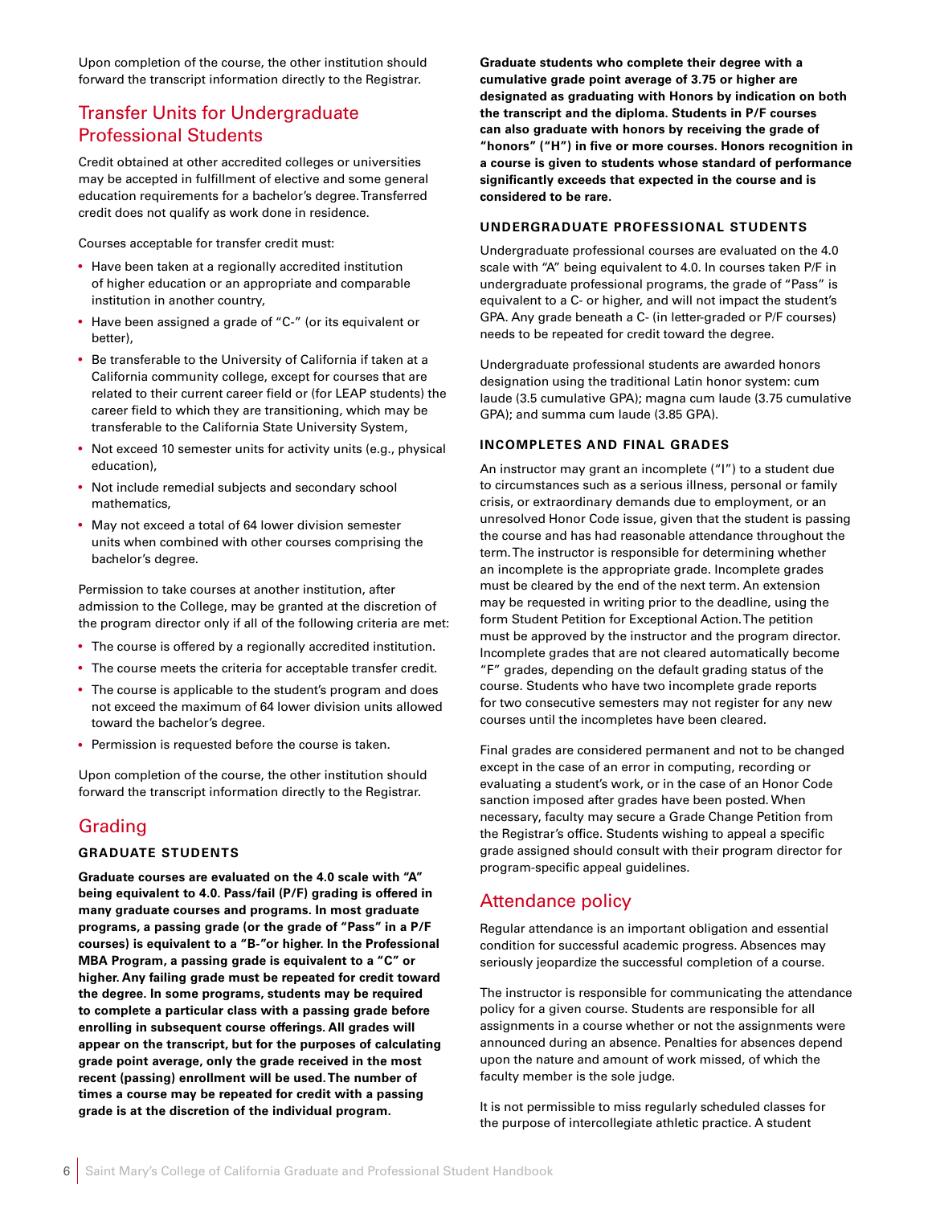Upon completion of the course, the other institution should forward the transcript information directly to the Registrar.

## Transfer Units for Undergraduate Professional Students

Credit obtained at other accredited colleges or universities may be accepted in fulfillment of elective and some general education requirements for a bachelor's degree. Transferred credit does not qualify as work done in residence.

Courses acceptable for transfer credit must:

- Have been taken at a regionally accredited institution of higher education or an appropriate and comparable institution in another country,
- Have been assigned a grade of "C-" (or its equivalent or better),
- Be transferable to the University of California if taken at a California community college, except for courses that are related to their current career field or (for LEAP students) the career field to which they are transitioning, which may be transferable to the California State University System,
- Not exceed 10 semester units for activity units (e.g., physical education),
- Not include remedial subjects and secondary school mathematics,
- May not exceed a total of 64 lower division semester units when combined with other courses comprising the bachelor's degree.

Permission to take courses at another institution, after admission to the College, may be granted at the discretion of the program director only if all of the following criteria are met:

- The course is offered by a regionally accredited institution.
- The course meets the criteria for acceptable transfer credit.
- The course is applicable to the student's program and does not exceed the maximum of 64 lower division units allowed toward the bachelor's degree.
- Permission is requested before the course is taken.

Upon completion of the course, the other institution should forward the transcript information directly to the Registrar.

## Grading

### GRADUATE STUDENTS

**Graduate courses are evaluated on the 4.0 scale with "A" being equivalent to 4.0. Pass/fail (P/F) grading is offered in many graduate courses and programs. In most graduate programs, a passing grade (or the grade of "Pass" in a P/F courses) is equivalent to a "B-"or higher. In the Professional MBA Program, a passing grade is equivalent to a "C" or higher. Any failing grade must be repeated for credit toward the degree. In some programs, students may be required to complete a particular class with a passing grade before enrolling in subsequent course offerings. All grades will appear on the transcript, but for the purposes of calculating grade point average, only the grade received in the most recent (passing) enrollment will be used. The number of times a course may be repeated for credit with a passing grade is at the discretion of the individual program.**

**Graduate students who complete their degree with a cumulative grade point average of 3.75 or higher are designated as graduating with Honors by indication on both the transcript and the diploma. Students in P/F courses can also graduate with honors by receiving the grade of "honors" ("H") in five or more courses. Honors recognition in a course is given to students whose standard of performance significantly exceeds that expected in the course and is considered to be rare.**

### UNDERGRADUATE PROFESSIONAL STUDENTS

Undergraduate professional courses are evaluated on the 4.0 scale with "A" being equivalent to 4.0. In courses taken P/F in undergraduate professional programs, the grade of "Pass" is equivalent to a C- or higher, and will not impact the student's GPA. Any grade beneath a C- (in letter-graded or P/F courses) needs to be repeated for credit toward the degree.

Undergraduate professional students are awarded honors designation using the traditional Latin honor system: cum laude (3.5 cumulative GPA); magna cum laude (3.75 cumulative GPA); and summa cum laude (3.85 GPA).

### INCOMPLETES AND FINAL GRADES

An instructor may grant an incomplete ("I") to a student due to circumstances such as a serious illness, personal or family crisis, or extraordinary demands due to employment, or an unresolved Honor Code issue, given that the student is passing the course and has had reasonable attendance throughout the term. The instructor is responsible for determining whether an incomplete is the appropriate grade. Incomplete grades must be cleared by the end of the next term. An extension may be requested in writing prior to the deadline, using the form Student Petition for Exceptional Action. The petition must be approved by the instructor and the program director. Incomplete grades that are not cleared automatically become "F" grades, depending on the default grading status of the course. Students who have two incomplete grade reports for two consecutive semesters may not register for any new courses until the incompletes have been cleared.

Final grades are considered permanent and not to be changed except in the case of an error in computing, recording or evaluating a student's work, or in the case of an Honor Code sanction imposed after grades have been posted. When necessary, faculty may secure a Grade Change Petition from the Registrar's office. Students wishing to appeal a specific grade assigned should consult with their program director for program-specific appeal guidelines.

## Attendance policy

Regular attendance is an important obligation and essential condition for successful academic progress. Absences may seriously jeopardize the successful completion of a course.

The instructor is responsible for communicating the attendance policy for a given course. Students are responsible for all assignments in a course whether or not the assignments were announced during an absence. Penalties for absences depend upon the nature and amount of work missed, of which the faculty member is the sole judge.

It is not permissible to miss regularly scheduled classes for the purpose of intercollegiate athletic practice. A student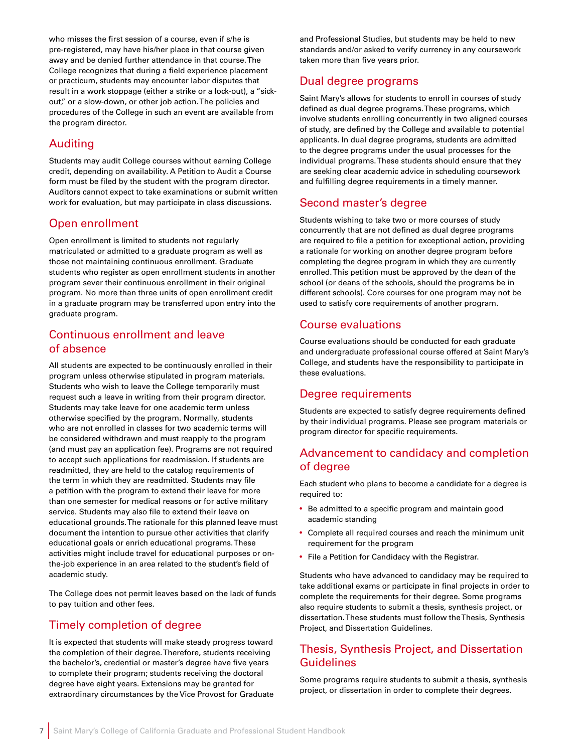who misses the first session of a course, even if s/he is pre-registered, may have his/her place in that course given away and be denied further attendance in that course. The College recognizes that during a field experience placement or practicum, students may encounter labor disputes that result in a work stoppage (either a strike or a lock-out), a "sick-out," or a slow-down, or other job action. The policies and procedures of the College in such an event are available from the program director.

## Auditing

Students may audit College courses without earning College credit, depending on availability. A Petition to Audit a Course form must be filed by the student with the program director. Auditors cannot expect to take examinations or submit written work for evaluation, but may participate in class discussions.

## Open enrollment

Open enrollment is limited to students not regularly matriculated or admitted to a graduate program as well as those not maintaining continuous enrollment. Graduate students who register as open enrollment students in another program sever their continuous enrollment in their original program. No more than three units of open enrollment credit in a graduate program may be transferred upon entry into the graduate program.

## Continuous enrollment and leave of absence

All students are expected to be continuously enrolled in their program unless otherwise stipulated in program materials. Students who wish to leave the College temporarily must request such a leave in writing from their program director. Students may take leave for one academic term unless otherwise specified by the program. Normally, students who are not enrolled in classes for two academic terms will be considered withdrawn and must reapply to the program (and must pay an application fee). Programs are not required to accept such applications for readmission. If students are readmitted, they are held to the catalog requirements of the term in which they are readmitted. Students may file a petition with the program to extend their leave for more than one semester for medical reasons or for active military service. Students may also file to extend their leave on educational grounds. The rationale for this planned leave must document the intention to pursue other activities that clarify educational goals or enrich educational programs. These activities might include travel for educational purposes or on-the-job experience in an area related to the student's field of academic study.

The College does not permit leaves based on the lack of funds to pay tuition and other fees.

## Timely completion of degree

It is expected that students will make steady progress toward the completion of their degree. Therefore, students receiving the bachelor's, credential or master's degree have five years to complete their program; students receiving the doctoral degree have eight years. Extensions may be granted for extraordinary circumstances by the Vice Provost for Graduate and Professional Studies, but students may be held to new standards and/or asked to verify currency in any coursework taken more than five years prior.

## Dual degree programs

Saint Mary's allows for students to enroll in courses of study defined as dual degree programs. These programs, which involve students enrolling concurrently in two aligned courses of study, are defined by the College and available to potential applicants. In dual degree programs, students are admitted to the degree programs under the usual processes for the individual programs. These students should ensure that they are seeking clear academic advice in scheduling coursework and fulfilling degree requirements in a timely manner.

## Second master's degree

Students wishing to take two or more courses of study concurrently that are not defined as dual degree programs are required to file a petition for exceptional action, providing a rationale for working on another degree program before completing the degree program in which they are currently enrolled. This petition must be approved by the dean of the school (or deans of the schools, should the programs be in different schools). Core courses for one program may not be used to satisfy core requirements of another program.

## Course evaluations

Course evaluations should be conducted for each graduate and undergraduate professional course offered at Saint Mary's College, and students have the responsibility to participate in these evaluations.

## Degree requirements

Students are expected to satisfy degree requirements defined by their individual programs. Please see program materials or program director for specific requirements.

## Advancement to candidacy and completion of degree

Each student who plans to become a candidate for a degree is required to:

- Be admitted to a specific program and maintain good academic standing
- Complete all required courses and reach the minimum unit requirement for the program
- File a Petition for Candidacy with the Registrar.

Students who have advanced to candidacy may be required to take additional exams or participate in final projects in order to complete the requirements for their degree. Some programs also require students to submit a thesis, synthesis project, or dissertation. These students must follow the Thesis, Synthesis Project, and Dissertation Guidelines.

## Thesis, Synthesis Project, and Dissertation Guidelines

Some programs require students to submit a thesis, synthesis project, or dissertation in order to complete their degrees.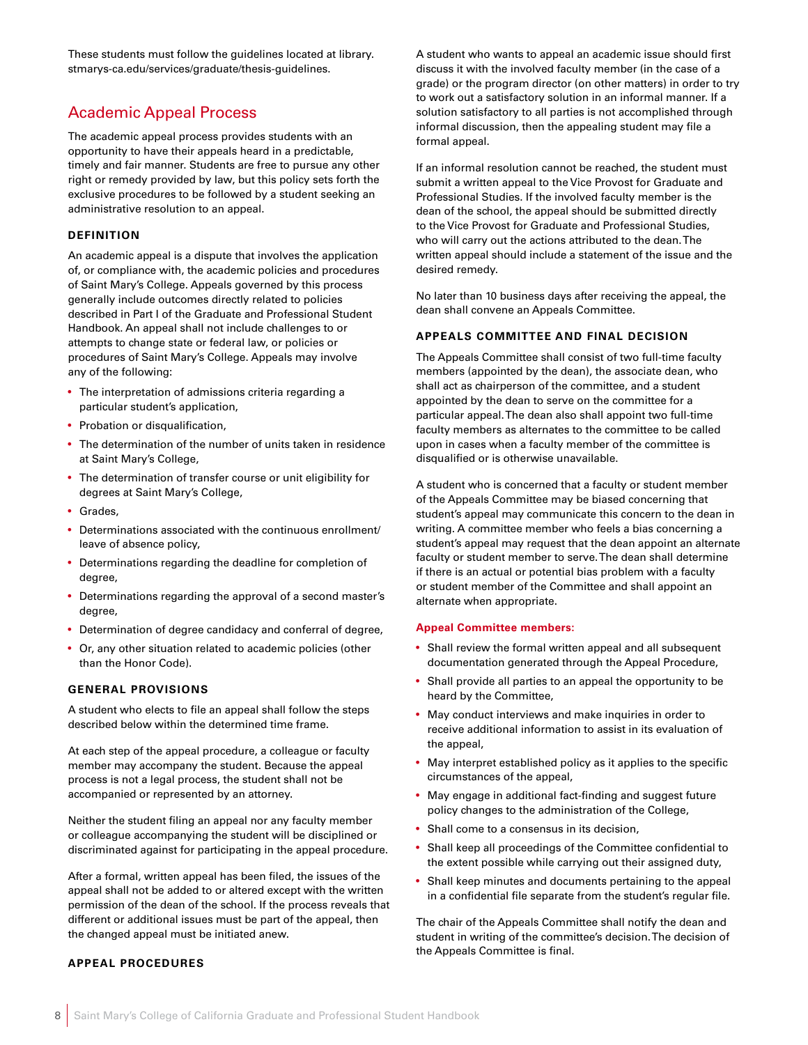These students must follow the guidelines located at library.stmarys-ca.edu/services/graduate/thesis-guidelines.

## Academic Appeal Process

The academic appeal process provides students with an opportunity to have their appeals heard in a predictable, timely and fair manner. Students are free to pursue any other right or remedy provided by law, but this policy sets forth the exclusive procedures to be followed by a student seeking an administrative resolution to an appeal.

### DEFINITION

An academic appeal is a dispute that involves the application of, or compliance with, the academic policies and procedures of Saint Mary's College. Appeals governed by this process generally include outcomes directly related to policies described in Part I of the Graduate and Professional Student Handbook. An appeal shall not include challenges to or attempts to change state or federal law, or policies or procedures of Saint Mary's College. Appeals may involve any of the following:

- The interpretation of admissions criteria regarding a particular student's application,
- Probation or disqualification,
- The determination of the number of units taken in residence at Saint Mary's College,
- The determination of transfer course or unit eligibility for degrees at Saint Mary's College,
- Grades,
- Determinations associated with the continuous enrollment/leave of absence policy,
- Determinations regarding the deadline for completion of degree,
- Determinations regarding the approval of a second master's degree,
- Determination of degree candidacy and conferral of degree,
- Or, any other situation related to academic policies (other than the Honor Code).

### GENERAL PROVISIONS

A student who elects to file an appeal shall follow the steps described below within the determined time frame.

At each step of the appeal procedure, a colleague or faculty member may accompany the student. Because the appeal process is not a legal process, the student shall not be accompanied or represented by an attorney.

Neither the student filing an appeal nor any faculty member or colleague accompanying the student will be disciplined or discriminated against for participating in the appeal procedure.

After a formal, written appeal has been filed, the issues of the appeal shall not be added to or altered except with the written permission of the dean of the school. If the process reveals that different or additional issues must be part of the appeal, then the changed appeal must be initiated anew.

### APPEAL PROCEDURES

A student who wants to appeal an academic issue should first discuss it with the involved faculty member (in the case of a grade) or the program director (on other matters) in order to try to work out a satisfactory solution in an informal manner. If a solution satisfactory to all parties is not accomplished through informal discussion, then the appealing student may file a formal appeal.

If an informal resolution cannot be reached, the student must submit a written appeal to the Vice Provost for Graduate and Professional Studies. If the involved faculty member is the dean of the school, the appeal should be submitted directly to the Vice Provost for Graduate and Professional Studies, who will carry out the actions attributed to the dean. The written appeal should include a statement of the issue and the desired remedy.

No later than 10 business days after receiving the appeal, the dean shall convene an Appeals Committee.

### APPEALS COMMITTEE AND FINAL DECISION

The Appeals Committee shall consist of two full-time faculty members (appointed by the dean), the associate dean, who shall act as chairperson of the committee, and a student appointed by the dean to serve on the committee for a particular appeal. The dean also shall appoint two full-time faculty members as alternates to the committee to be called upon in cases when a faculty member of the committee is disqualified or is otherwise unavailable.

A student who is concerned that a faculty or student member of the Appeals Committee may be biased concerning that student's appeal may communicate this concern to the dean in writing. A committee member who feels a bias concerning a student's appeal may request that the dean appoint an alternate faculty or student member to serve. The dean shall determine if there is an actual or potential bias problem with a faculty or student member of the Committee and shall appoint an alternate when appropriate.

**Appeal Committee members:**

- Shall review the formal written appeal and all subsequent documentation generated through the Appeal Procedure,
- Shall provide all parties to an appeal the opportunity to be heard by the Committee,
- May conduct interviews and make inquiries in order to receive additional information to assist in its evaluation of the appeal,
- May interpret established policy as it applies to the specific circumstances of the appeal,
- May engage in additional fact-finding and suggest future policy changes to the administration of the College,
- Shall come to a consensus in its decision,
- Shall keep all proceedings of the Committee confidential to the extent possible while carrying out their assigned duty,
- Shall keep minutes and documents pertaining to the appeal in a confidential file separate from the student's regular file.

The chair of the Appeals Committee shall notify the dean and student in writing of the committee's decision. The decision of the Appeals Committee is final.